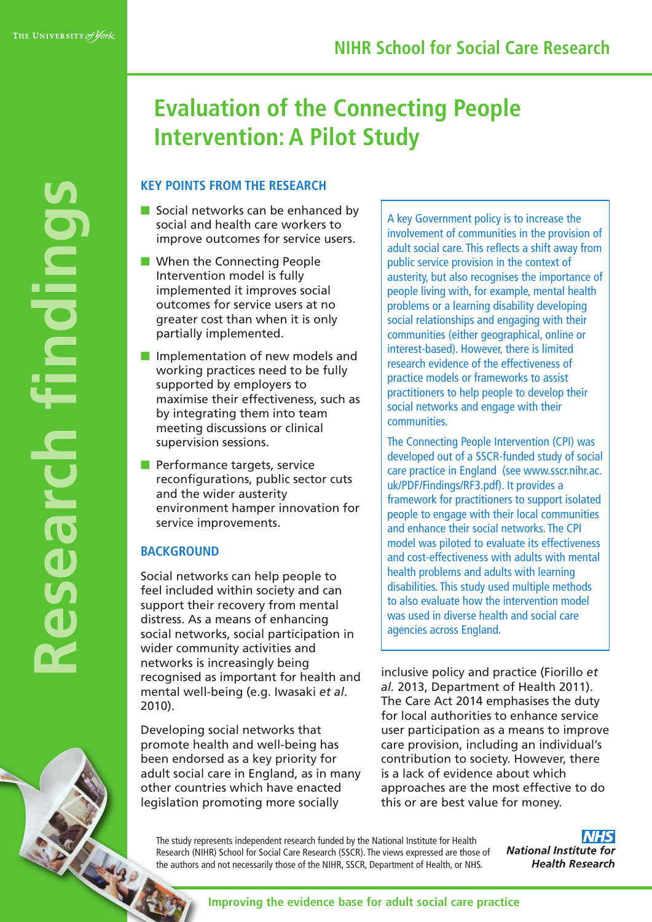# Evaluation of the Connecting People Intervention: A Pilot Study

## KEY POINTS FROM THE RESEARCH

- Social networks can be enhanced by social and health care workers to improve outcomes for service users.
- When the Connecting People Intervention model is fully implemented it improves social outcomes for service users at no greater cost than when it is only partially implemented.
- Implementation of new models and working practices need to be fully supported by employers to maximise their effectiveness, such as by integrating them into team meeting discussions or clinical supervision sessions.
- Performance targets, service reconfigurations, public sector cuts and the wider austerity environment hamper innovation for service improvements.

A key Government policy is to increase the involvement of communities in the provision of adult social care. This reflects a shift away from public service provision in the context of austerity, but also recognises the importance of people living with, for example, mental health problems or a learning disability developing social relationships and engaging with their communities (either geographical, online or interest-based). However, there is limited research evidence of the effectiveness of practice models or frameworks to assist practitioners to help people to develop their social networks and engage with their communities.

The Connecting People Intervention (CPI) was developed out of a SSCR-funded study of social care practice in England (see www.sscr.nihr.ac.uk/PDF/Findings/RF3.pdf). It provides a framework for practitioners to support isolated people to engage with their local communities and enhance their social networks. The CPI model was piloted to evaluate its effectiveness and cost-effectiveness with adults with mental health problems and adults with learning disabilities. This study used multiple methods to also evaluate how the intervention model was used in diverse health and social care agencies across England.

## BACKGROUND

Social networks can help people to feel included within society and can support their recovery from mental distress. As a means of enhancing social networks, social participation in wider community activities and networks is increasingly being recognised as important for health and mental well-being (e.g. Iwasaki *et al.* 2010).

Developing social networks that promote health and well-being has been endorsed as a key priority for adult social care in England, as in many other countries which have enacted legislation promoting more socially inclusive policy and practice (Fiorillo *et al.* 2013, Department of Health 2011). The Care Act 2014 emphasises the duty for local authorities to enhance service user participation as a means to improve care provision, including an individual's contribution to society. However, there is a lack of evidence about which approaches are the most effective to do this or are best value for money.

The study represents independent research funded by the National Institute for Health Research (NIHR) School for Social Care Research (SSCR). The views expressed are those of the authors and not necessarily those of the NIHR, SSCR, Department of Health, or NHS.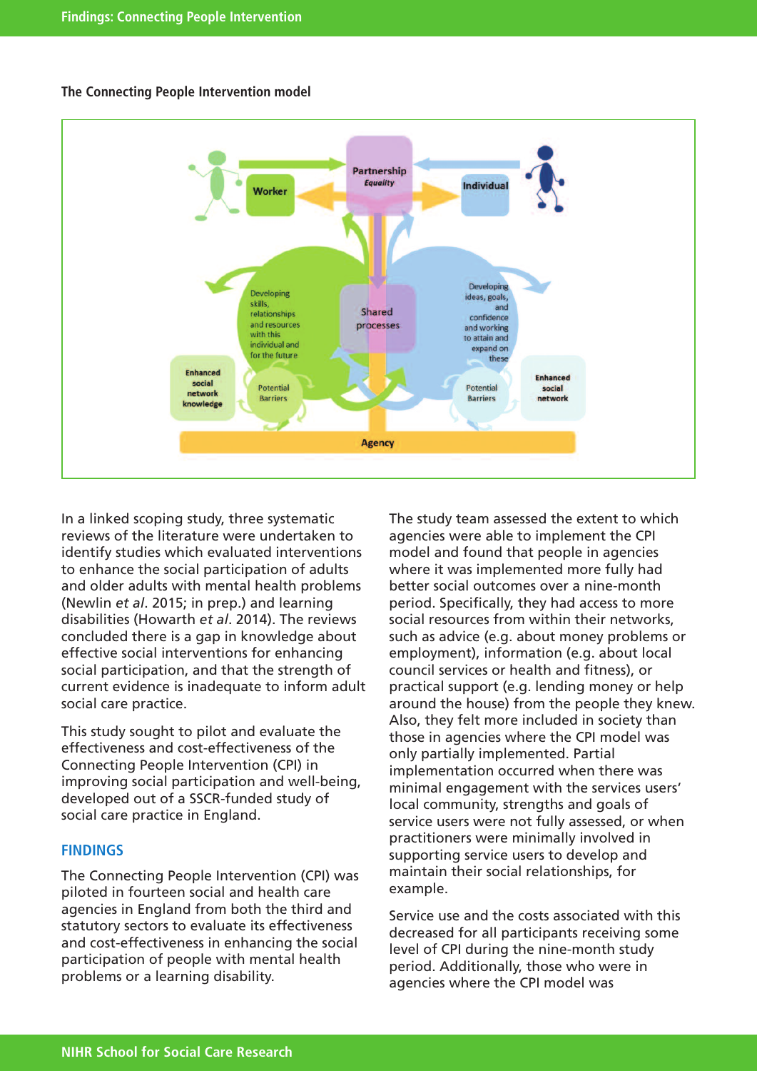### The Connecting People Intervention model

In a linked scoping study, three systematic reviews of the literature were undertaken to identify studies which evaluated interventions to enhance the social participation of adults and older adults with mental health problems (Newlin *et al*. 2015; in prep.) and learning disabilities (Howarth *et al*. 2014). The reviews concluded there is a gap in knowledge about effective social interventions for enhancing social participation, and that the strength of current evidence is inadequate to inform adult social care practice.

This study sought to pilot and evaluate the effectiveness and cost-effectiveness of the Connecting People Intervention (CPI) in improving social participation and well-being, developed out of a SSCR-funded study of social care practice in England.

## FINDINGS

The Connecting People Intervention (CPI) was piloted in fourteen social and health care agencies in England from both the third and statutory sectors to evaluate its effectiveness and cost-effectiveness in enhancing the social participation of people with mental health problems or a learning disability.

The study team assessed the extent to which agencies were able to implement the CPI model and found that people in agencies where it was implemented more fully had better social outcomes over a nine-month period. Specifically, they had access to more social resources from within their networks, such as advice (e.g. about money problems or employment), information (e.g. about local council services or health and fitness), or practical support (e.g. lending money or help around the house) from the people they knew. Also, they felt more included in society than those in agencies where the CPI model was only partially implemented. Partial implementation occurred when there was minimal engagement with the services users' local community, strengths and goals of service users were not fully assessed, or when practitioners were minimally involved in supporting service users to develop and maintain their social relationships, for example.

Service use and the costs associated with this decreased for all participants receiving some level of CPI during the nine-month study period. Additionally, those who were in agencies where the CPI model was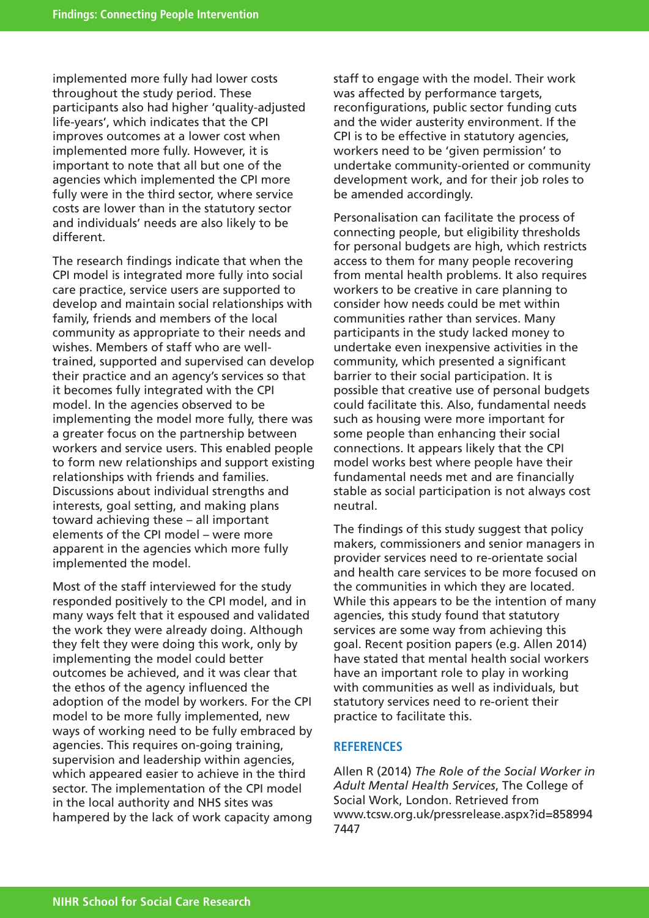implemented more fully had lower costs throughout the study period. These participants also had higher 'quality-adjusted life-years', which indicates that the CPI improves outcomes at a lower cost when implemented more fully. However, it is important to note that all but one of the agencies which implemented the CPI more fully were in the third sector, where service costs are lower than in the statutory sector and individuals' needs are also likely to be different.

The research findings indicate that when the CPI model is integrated more fully into social care practice, service users are supported to develop and maintain social relationships with family, friends and members of the local community as appropriate to their needs and wishes. Members of staff who are well-trained, supported and supervised can develop their practice and an agency's services so that it becomes fully integrated with the CPI model. In the agencies observed to be implementing the model more fully, there was a greater focus on the partnership between workers and service users. This enabled people to form new relationships and support existing relationships with friends and families. Discussions about individual strengths and interests, goal setting, and making plans toward achieving these – all important elements of the CPI model – were more apparent in the agencies which more fully implemented the model.

Most of the staff interviewed for the study responded positively to the CPI model, and in many ways felt that it espoused and validated the work they were already doing. Although they felt they were doing this work, only by implementing the model could better outcomes be achieved, and it was clear that the ethos of the agency influenced the adoption of the model by workers. For the CPI model to be more fully implemented, new ways of working need to be fully embraced by agencies. This requires on-going training, supervision and leadership within agencies, which appeared easier to achieve in the third sector. The implementation of the CPI model in the local authority and NHS sites was hampered by the lack of work capacity among staff to engage with the model. Their work was affected by performance targets, reconfigurations, public sector funding cuts and the wider austerity environment. If the CPI is to be effective in statutory agencies, workers need to be 'given permission' to undertake community-oriented or community development work, and for their job roles to be amended accordingly.

Personalisation can facilitate the process of connecting people, but eligibility thresholds for personal budgets are high, which restricts access to them for many people recovering from mental health problems. It also requires workers to be creative in care planning to consider how needs could be met within communities rather than services. Many participants in the study lacked money to undertake even inexpensive activities in the community, which presented a significant barrier to their social participation. It is possible that creative use of personal budgets could facilitate this. Also, fundamental needs such as housing were more important for some people than enhancing their social connections. It appears likely that the CPI model works best where people have their fundamental needs met and are financially stable as social participation is not always cost neutral.

The findings of this study suggest that policy makers, commissioners and senior managers in provider services need to re-orientate social and health care services to be more focused on the communities in which they are located. While this appears to be the intention of many agencies, this study found that statutory services are some way from achieving this goal. Recent position papers (e.g. Allen 2014) have stated that mental health social workers have an important role to play in working with communities as well as individuals, but statutory services need to re-orient their practice to facilitate this.

## REFERENCES

Allen R (2014) *The Role of the Social Worker in Adult Mental Health Services*, The College of Social Work, London. Retrieved from www.tcsw.org.uk/pressrelease.aspx?id=8589947447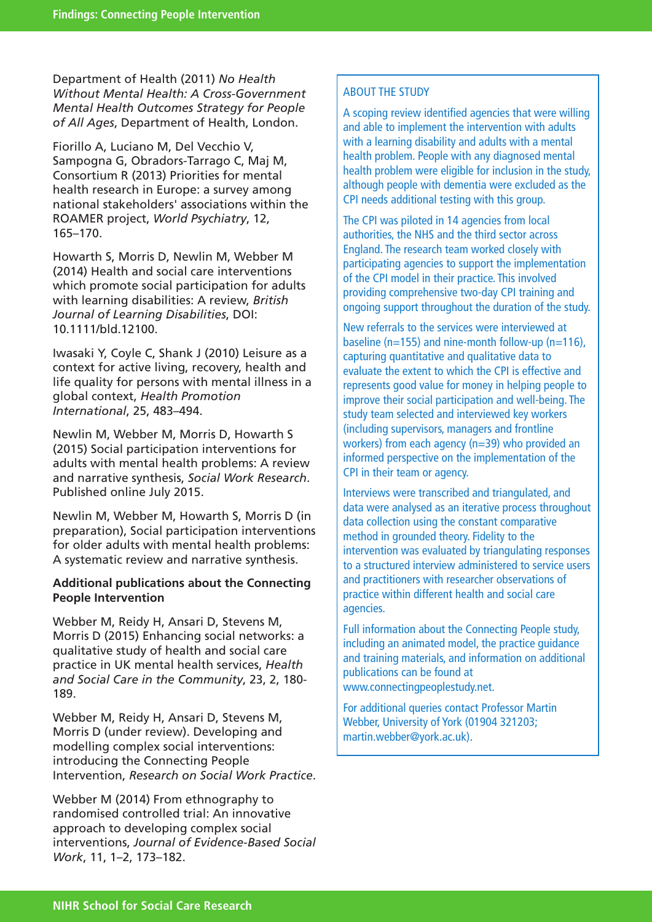Department of Health (2011) *No Health Without Mental Health: A Cross-Government Mental Health Outcomes Strategy for People of All Ages*, Department of Health, London.

Fiorillo A, Luciano M, Del Vecchio V, Sampogna G, Obradors-Tarrago C, Maj M, Consortium R (2013) Priorities for mental health research in Europe: a survey among national stakeholders' associations within the ROAMER project, *World Psychiatry*, 12, 165–170.

Howarth S, Morris D, Newlin M, Webber M (2014) Health and social care interventions which promote social participation for adults with learning disabilities: A review, *British Journal of Learning Disabilities*, DOI: 10.1111/bld.12100.

Iwasaki Y, Coyle C, Shank J (2010) Leisure as a context for active living, recovery, health and life quality for persons with mental illness in a global context, *Health Promotion International*, 25, 483–494.

Newlin M, Webber M, Morris D, Howarth S (2015) Social participation interventions for adults with mental health problems: A review and narrative synthesis, *Social Work Research*. Published online July 2015.

Newlin M, Webber M, Howarth S, Morris D (in preparation), Social participation interventions for older adults with mental health problems: A systematic review and narrative synthesis.

**Additional publications about the Connecting People Intervention**

Webber M, Reidy H, Ansari D, Stevens M, Morris D (2015) Enhancing social networks: a qualitative study of health and social care practice in UK mental health services, *Health and Social Care in the Community*, 23, 2, 180-189.

Webber M, Reidy H, Ansari D, Stevens M, Morris D (under review). Developing and modelling complex social interventions: introducing the Connecting People Intervention, *Research on Social Work Practice*.

Webber M (2014) From ethnography to randomised controlled trial: An innovative approach to developing complex social interventions, *Journal of Evidence-Based Social Work*, 11, 1–2, 173–182.

## ABOUT THE STUDY

A scoping review identified agencies that were willing and able to implement the intervention with adults with a learning disability and adults with a mental health problem. People with any diagnosed mental health problem were eligible for inclusion in the study, although people with dementia were excluded as the CPI needs additional testing with this group.

The CPI was piloted in 14 agencies from local authorities, the NHS and the third sector across England. The research team worked closely with participating agencies to support the implementation of the CPI model in their practice. This involved providing comprehensive two-day CPI training and ongoing support throughout the duration of the study.

New referrals to the services were interviewed at baseline (n=155) and nine-month follow-up (n=116), capturing quantitative and qualitative data to evaluate the extent to which the CPI is effective and represents good value for money in helping people to improve their social participation and well-being. The study team selected and interviewed key workers (including supervisors, managers and frontline workers) from each agency (n=39) who provided an informed perspective on the implementation of the CPI in their team or agency.

Interviews were transcribed and triangulated, and data were analysed as an iterative process throughout data collection using the constant comparative method in grounded theory. Fidelity to the intervention was evaluated by triangulating responses to a structured interview administered to service users and practitioners with researcher observations of practice within different health and social care agencies.

Full information about the Connecting People study, including an animated model, the practice guidance and training materials, and information on additional publications can be found at www.connectingpeoplestudy.net.

For additional queries contact Professor Martin Webber, University of York (01904 321203; martin.webber@york.ac.uk).